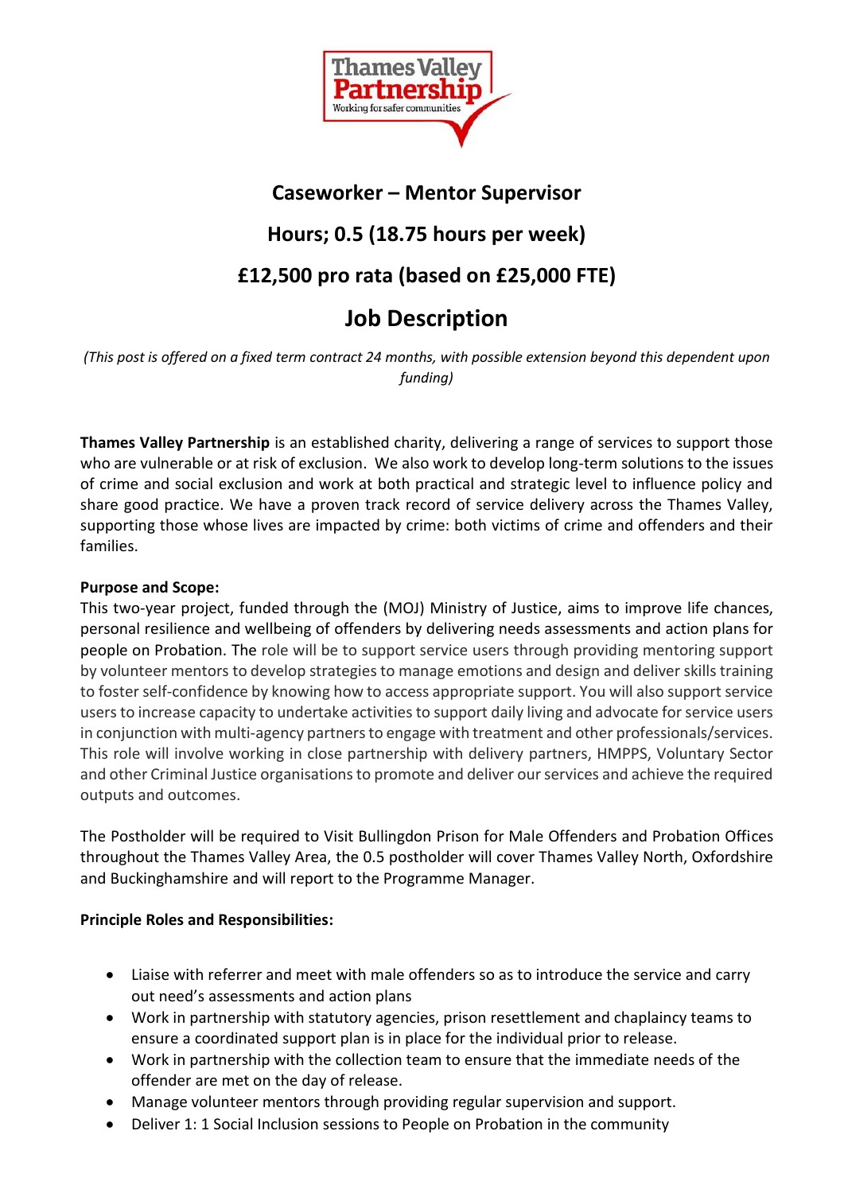Thames Valley Partnership
Working for safer communities

# Caseworker – Mentor Supervisor

## Hours; 0.5 (18.75 hours per week)

## £12,500 pro rata (based on £25,000 FTE)

# Job Description

*(This post is offered on a fixed term contract 24 months, with possible extension beyond this dependent upon funding)*

**Thames Valley Partnership** is an established charity, delivering a range of services to support those who are vulnerable or at risk of exclusion. We also work to develop long-term solutions to the issues of crime and social exclusion and work at both practical and strategic level to influence policy and share good practice. We have a proven track record of service delivery across the Thames Valley, supporting those whose lives are impacted by crime: both victims of crime and offenders and their families.

**Purpose and Scope:**
This two-year project, funded through the (MOJ) Ministry of Justice, aims to improve life chances, personal resilience and wellbeing of offenders by delivering needs assessments and action plans for people on Probation. The role will be to support service users through providing mentoring support by volunteer mentors to develop strategies to manage emotions and design and deliver skills training to foster self-confidence by knowing how to access appropriate support. You will also support service users to increase capacity to undertake activities to support daily living and advocate for service users in conjunction with multi-agency partners to engage with treatment and other professionals/services. This role will involve working in close partnership with delivery partners, HMPPS, Voluntary Sector and other Criminal Justice organisations to promote and deliver our services and achieve the required outputs and outcomes.

The Postholder will be required to Visit Bullingdon Prison for Male Offenders and Probation Offices throughout the Thames Valley Area, the 0.5 postholder will cover Thames Valley North, Oxfordshire and Buckinghamshire and will report to the Programme Manager.

**Principle Roles and Responsibilities:**

- Liaise with referrer and meet with male offenders so as to introduce the service and carry out need's assessments and action plans
- Work in partnership with statutory agencies, prison resettlement and chaplaincy teams to ensure a coordinated support plan is in place for the individual prior to release.
- Work in partnership with the collection team to ensure that the immediate needs of the offender are met on the day of release.
- Manage volunteer mentors through providing regular supervision and support.
- Deliver 1: 1 Social Inclusion sessions to People on Probation in the community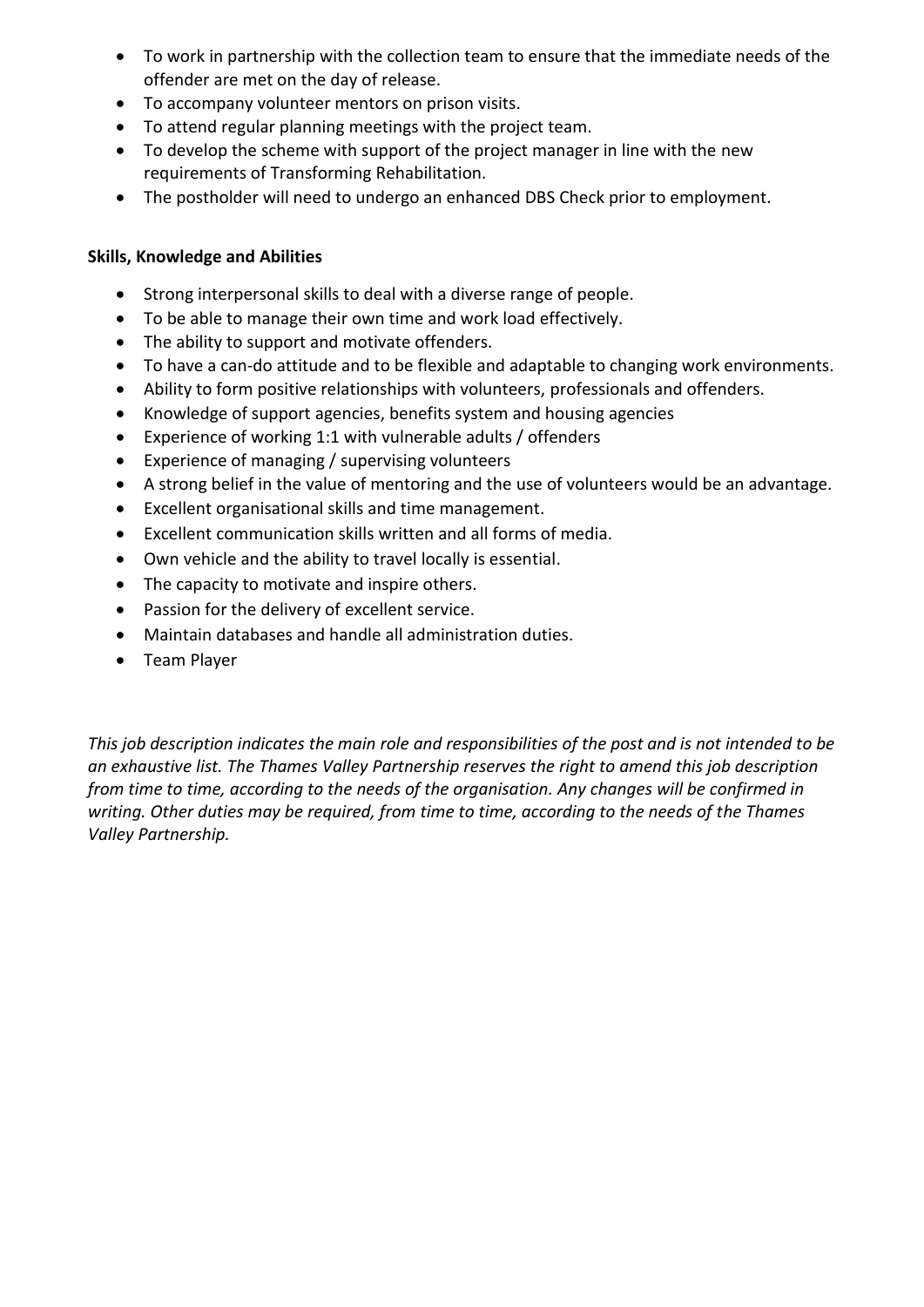- To work in partnership with the collection team to ensure that the immediate needs of the offender are met on the day of release.
- To accompany volunteer mentors on prison visits.
- To attend regular planning meetings with the project team.
- To develop the scheme with support of the project manager in line with the new requirements of Transforming Rehabilitation.
- The postholder will need to undergo an enhanced DBS Check prior to employment.

**Skills, Knowledge and Abilities**

- Strong interpersonal skills to deal with a diverse range of people.
- To be able to manage their own time and work load effectively.
- The ability to support and motivate offenders.
- To have a can-do attitude and to be flexible and adaptable to changing work environments.
- Ability to form positive relationships with volunteers, professionals and offenders.
- Knowledge of support agencies, benefits system and housing agencies
- Experience of working 1:1 with vulnerable adults / offenders
- Experience of managing / supervising volunteers
- A strong belief in the value of mentoring and the use of volunteers would be an advantage.
- Excellent organisational skills and time management.
- Excellent communication skills written and all forms of media.
- Own vehicle and the ability to travel locally is essential.
- The capacity to motivate and inspire others.
- Passion for the delivery of excellent service.
- Maintain databases and handle all administration duties.
- Team Player

*This job description indicates the main role and responsibilities of the post and is not intended to be an exhaustive list. The Thames Valley Partnership reserves the right to amend this job description from time to time, according to the needs of the organisation. Any changes will be confirmed in writing. Other duties may be required, from time to time, according to the needs of the Thames Valley Partnership.*